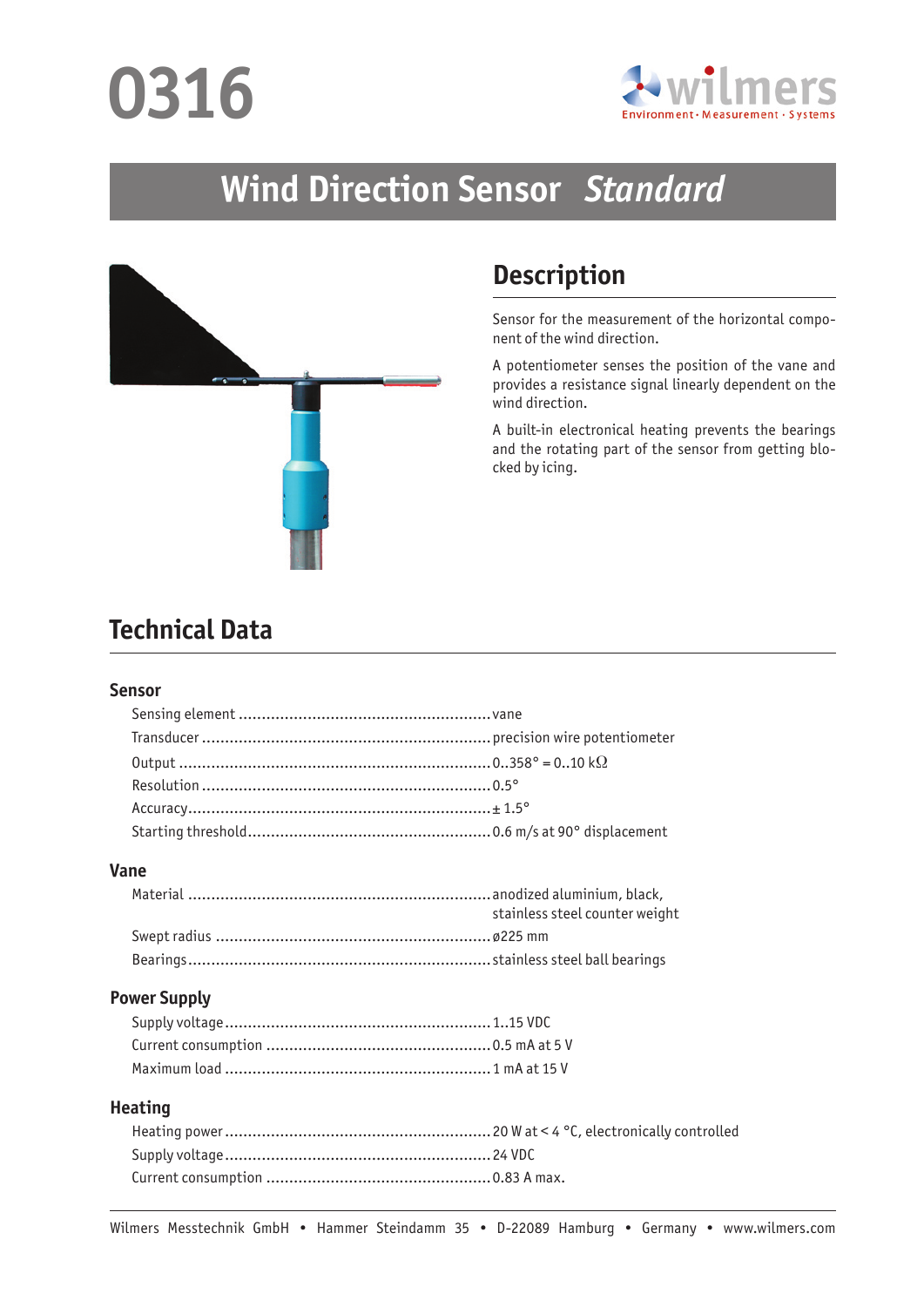# 0316

wilmers
Environment · Measurement · Systems

## Wind Direction Sensor *Standard*

## Description

Sensor for the measurement of the horizontal component of the wind direction.

A potentiometer senses the position of the vane and provides a resistance signal linearly dependent on the wind direction.

A built-in electronical heating prevents the bearings and the rotating part of the sensor from getting blocked by icing.

## Technical Data

### Sensor

| | |
|---|---|
| Sensing element | vane |
| Transducer | precision wire potentiometer |
| Output | 0..358° = 0..10 kΩ |
| Resolution | 0.5° |
| Accuracy | ± 1.5° |
| Starting threshold | 0.6 m/s at 90° displacement |

### Vane

| | |
|---|---|
| Material | anodized aluminium, black, stainless steel counter weight |
| Swept radius | ø225 mm |
| Bearings | stainless steel ball bearings |

### Power Supply

| | |
|---|---|
| Supply voltage | 1..15 VDC |
| Current consumption | 0.5 mA at 5 V |
| Maximum load | 1 mA at 15 V |

### Heating

| | |
|---|---|
| Heating power | 20 W at < 4 °C, electronically controlled |
| Supply voltage | 24 VDC |
| Current consumption | 0.83 A max. |

Wilmers Messtechnik GmbH • Hammer Steindamm 35 • D-22089 Hamburg • Germany • www.wilmers.com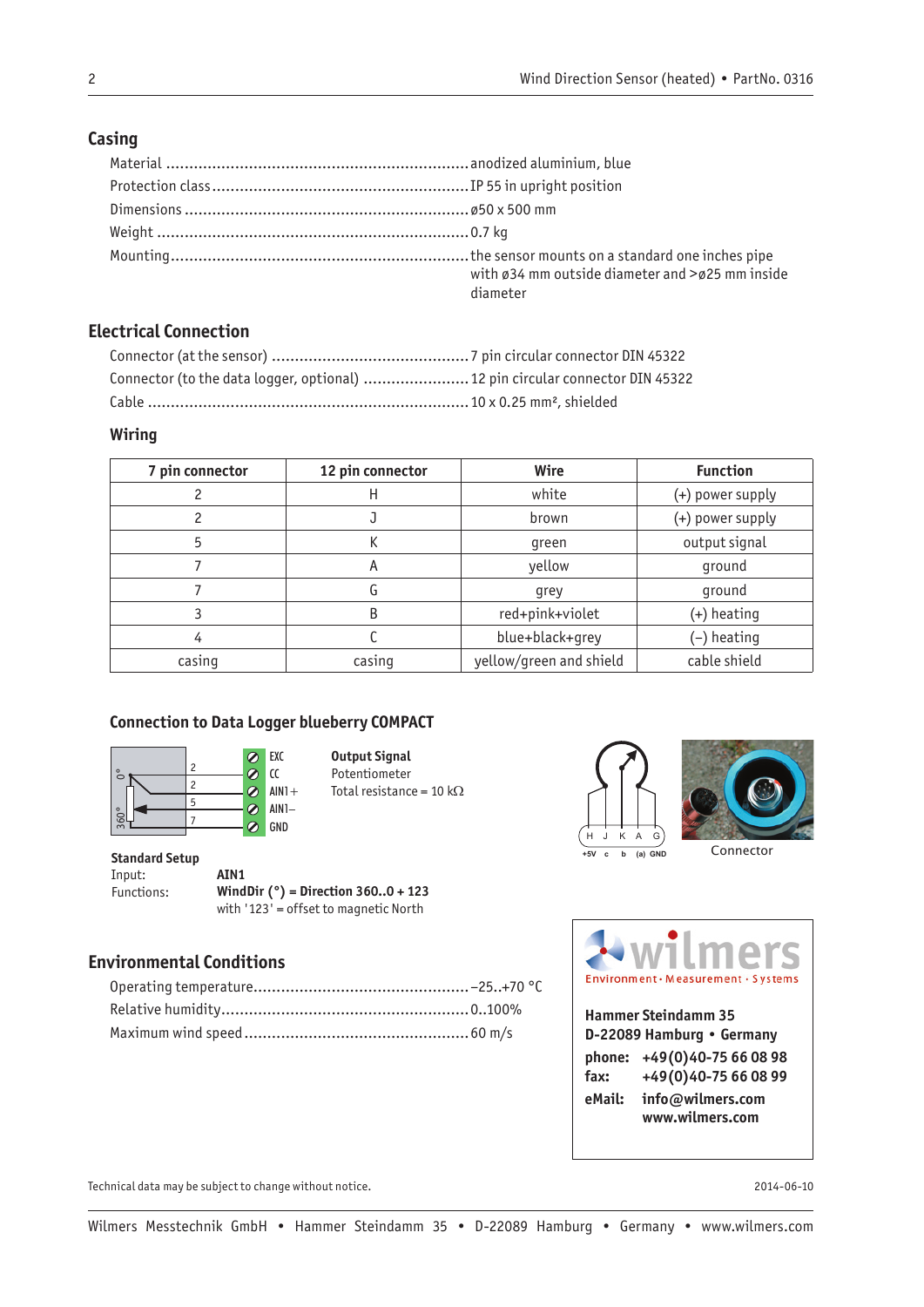## Casing

- Material ............ anodized aluminium, blue
- Protection class ............ IP 55 in upright position
- Dimensions ............ ø50 x 500 mm
- Weight ............ 0.7 kg
- Mounting ............ the sensor mounts on a standard one inches pipe with ø34 mm outside diameter and >ø25 mm inside diameter

## Electrical Connection

- Connector (at the sensor) ............ 7 pin circular connector DIN 45322
- Connector (to the data logger, optional) ............ 12 pin circular connector DIN 45322
- Cable ............ 10 x 0.25 mm², shielded

### Wiring

| 7 pin connector | 12 pin connector | Wire | Function |
|---|---|---|---|
| 2 | H | white | (+) power supply |
| 2 | J | brown | (+) power supply |
| 5 | K | green | output signal |
| 7 | A | yellow | ground |
| 7 | G | grey | ground |
| 3 | B | red+pink+violet | (+) heating |
| 4 | C | blue+black+grey | (–) heating |
| casing | casing | yellow/green and shield | cable shield |

### Connection to Data Logger blueberry COMPACT

0°
360°
2
2
5
7
EXC
CC
AIN1+
AIN1–
GND

**Output Signal**
Potentiometer
Total resistance = 10 kΩ

H J K A G
+5V c b (a) GND

Connector

**Standard Setup**

Input: **AIN1**

Functions: **WindDir (°) = Direction 360..0 + 123**
with '123' = offset to magnetic North

## Environmental Conditions

- Operating temperature ............ –25..+70 °C
- Relative humidity ............ 0..100%
- Maximum wind speed ............ 60 m/s

wilmers
Environment · Measurement · Systems

**Hammer Steindamm 35**
**D-22089 Hamburg • Germany**
**phone: +49(0)40-75 66 08 98**
**fax: +49(0)40-75 66 08 99**
**eMail: info@wilmers.com**
**www.wilmers.com**

Technical data may be subject to change without notice.

2014-06-10

Wilmers Messtechnik GmbH • Hammer Steindamm 35 • D-22089 Hamburg • Germany • www.wilmers.com